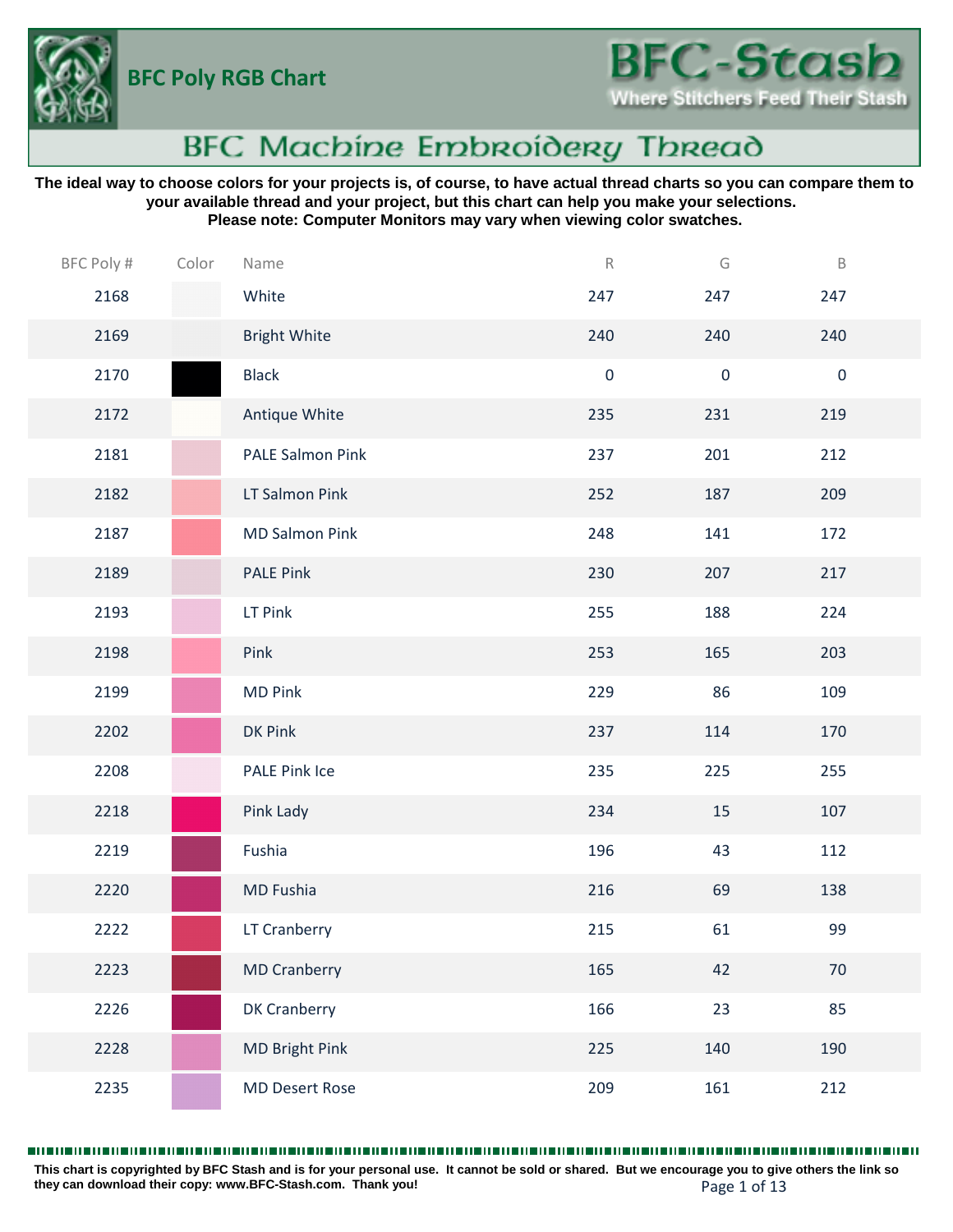# BFC Poly RGB Chart

**BFC-Stash**
Where Stitchers Feed Their Stash

## BFC Machine Embroidery Thread

**The ideal way to choose colors for your projects is, of course, to have actual thread charts so you can compare them to your available thread and your project, but this chart can help you make your selections. Please note: Computer Monitors may vary when viewing color swatches.**

| BFC Poly # | Color | Name | R | G | B |
|---|---|---|---|---|---|
| 2168 | | White | 247 | 247 | 247 |
| 2169 | | Bright White | 240 | 240 | 240 |
| 2170 | | Black | 0 | 0 | 0 |
| 2172 | | Antique White | 235 | 231 | 219 |
| 2181 | | PALE Salmon Pink | 237 | 201 | 212 |
| 2182 | | LT Salmon Pink | 252 | 187 | 209 |
| 2187 | | MD Salmon Pink | 248 | 141 | 172 |
| 2189 | | PALE Pink | 230 | 207 | 217 |
| 2193 | | LT Pink | 255 | 188 | 224 |
| 2198 | | Pink | 253 | 165 | 203 |
| 2199 | | MD Pink | 229 | 86 | 109 |
| 2202 | | DK Pink | 237 | 114 | 170 |
| 2208 | | PALE Pink Ice | 235 | 225 | 255 |
| 2218 | | Pink Lady | 234 | 15 | 107 |
| 2219 | | Fushia | 196 | 43 | 112 |
| 2220 | | MD Fushia | 216 | 69 | 138 |
| 2222 | | LT Cranberry | 215 | 61 | 99 |
| 2223 | | MD Cranberry | 165 | 42 | 70 |
| 2226 | | DK Cranberry | 166 | 23 | 85 |
| 2228 | | MD Bright Pink | 225 | 140 | 190 |
| 2235 | | MD Desert Rose | 209 | 161 | 212 |

**This chart is copyrighted by BFC Stash and is for your personal use. It cannot be sold or shared. But we encourage you to give others the link so they can download their copy: www.BFC-Stash.com. Thank you!**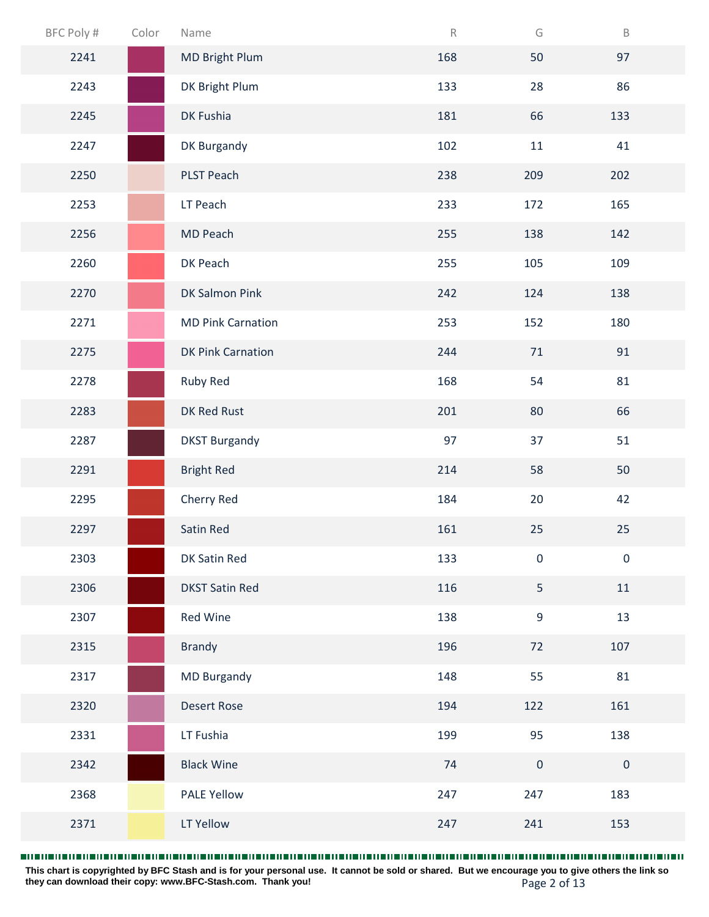| BFC Poly # | Color | Name | R | G | B |
|---|---|---|---|---|---|
| 2241 | | MD Bright Plum | 168 | 50 | 97 |
| 2243 | | DK Bright Plum | 133 | 28 | 86 |
| 2245 | | DK Fushia | 181 | 66 | 133 |
| 2247 | | DK Burgandy | 102 | 11 | 41 |
| 2250 | | PLST Peach | 238 | 209 | 202 |
| 2253 | | LT Peach | 233 | 172 | 165 |
| 2256 | | MD Peach | 255 | 138 | 142 |
| 2260 | | DK Peach | 255 | 105 | 109 |
| 2270 | | DK Salmon Pink | 242 | 124 | 138 |
| 2271 | | MD Pink Carnation | 253 | 152 | 180 |
| 2275 | | DK Pink Carnation | 244 | 71 | 91 |
| 2278 | | Ruby Red | 168 | 54 | 81 |
| 2283 | | DK Red Rust | 201 | 80 | 66 |
| 2287 | | DKST Burgandy | 97 | 37 | 51 |
| 2291 | | Bright Red | 214 | 58 | 50 |
| 2295 | | Cherry Red | 184 | 20 | 42 |
| 2297 | | Satin Red | 161 | 25 | 25 |
| 2303 | | DK Satin Red | 133 | 0 | 0 |
| 2306 | | DKST Satin Red | 116 | 5 | 11 |
| 2307 | | Red Wine | 138 | 9 | 13 |
| 2315 | | Brandy | 196 | 72 | 107 |
| 2317 | | MD Burgandy | 148 | 55 | 81 |
| 2320 | | Desert Rose | 194 | 122 | 161 |
| 2331 | | LT Fushia | 199 | 95 | 138 |
| 2342 | | Black Wine | 74 | 0 | 0 |
| 2368 | | PALE Yellow | 247 | 247 | 183 |
| 2371 | | LT Yellow | 247 | 241 | 153 |

**This chart is copyrighted by BFC Stash and is for your personal use. It cannot be sold or shared. But we encourage you to give others the link so they can download their copy: www.BFC-Stash.com. Thank you!**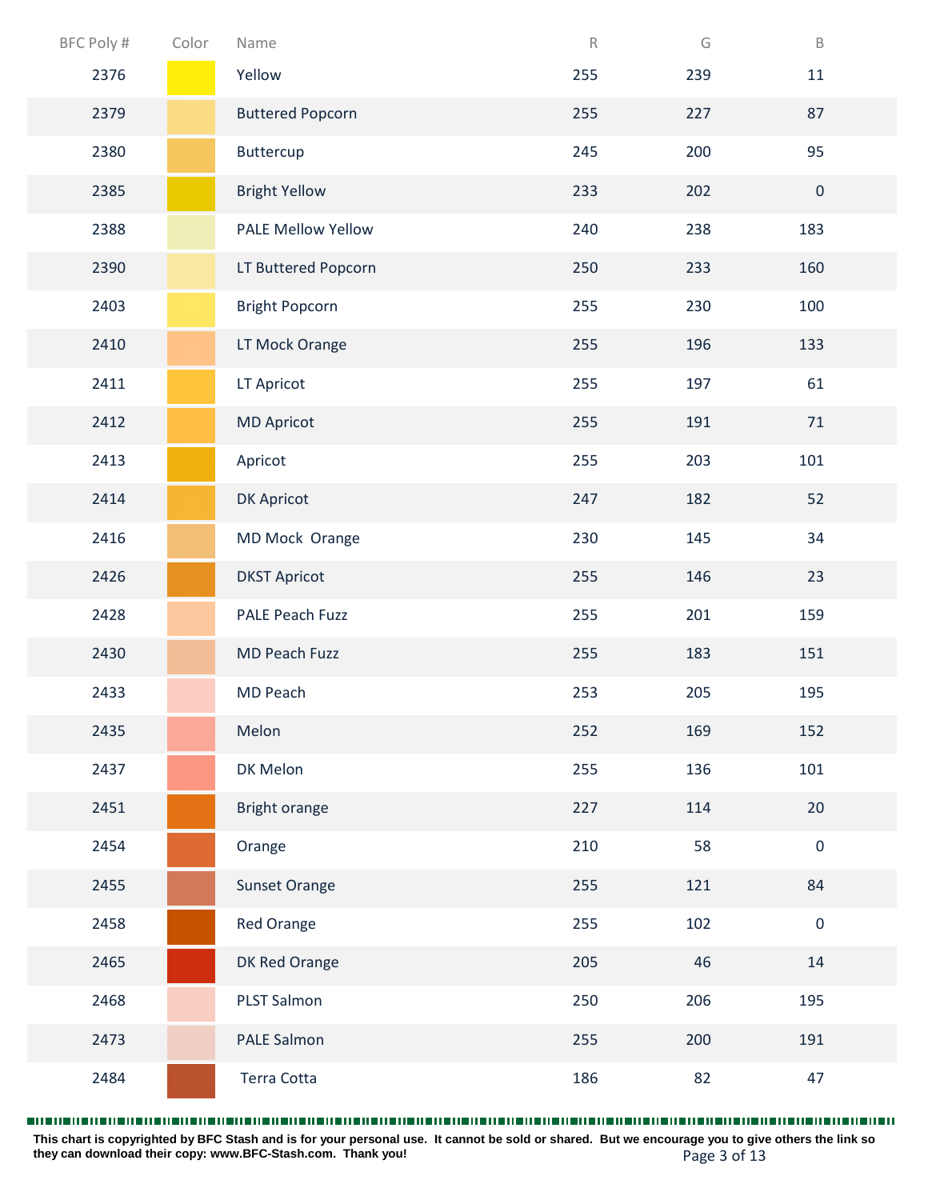| BFC Poly # | Color | Name | R | G | B |
|---|---|---|---|---|---|
| 2376 | | Yellow | 255 | 239 | 11 |
| 2379 | | Buttered Popcorn | 255 | 227 | 87 |
| 2380 | | Buttercup | 245 | 200 | 95 |
| 2385 | | Bright Yellow | 233 | 202 | 0 |
| 2388 | | PALE Mellow Yellow | 240 | 238 | 183 |
| 2390 | | LT Buttered Popcorn | 250 | 233 | 160 |
| 2403 | | Bright Popcorn | 255 | 230 | 100 |
| 2410 | | LT Mock Orange | 255 | 196 | 133 |
| 2411 | | LT Apricot | 255 | 197 | 61 |
| 2412 | | MD Apricot | 255 | 191 | 71 |
| 2413 | | Apricot | 255 | 203 | 101 |
| 2414 | | DK Apricot | 247 | 182 | 52 |
| 2416 | | MD Mock Orange | 230 | 145 | 34 |
| 2426 | | DKST Apricot | 255 | 146 | 23 |
| 2428 | | PALE Peach Fuzz | 255 | 201 | 159 |
| 2430 | | MD Peach Fuzz | 255 | 183 | 151 |
| 2433 | | MD Peach | 253 | 205 | 195 |
| 2435 | | Melon | 252 | 169 | 152 |
| 2437 | | DK Melon | 255 | 136 | 101 |
| 2451 | | Bright orange | 227 | 114 | 20 |
| 2454 | | Orange | 210 | 58 | 0 |
| 2455 | | Sunset Orange | 255 | 121 | 84 |
| 2458 | | Red Orange | 255 | 102 | 0 |
| 2465 | | DK Red Orange | 205 | 46 | 14 |
| 2468 | | PLST Salmon | 250 | 206 | 195 |
| 2473 | | PALE Salmon | 255 | 200 | 191 |
| 2484 | | Terra Cotta | 186 | 82 | 47 |

**This chart is copyrighted by BFC Stash and is for your personal use. It cannot be sold or shared. But we encourage you to give others the link so they can download their copy: www.BFC-Stash.com. Thank you!**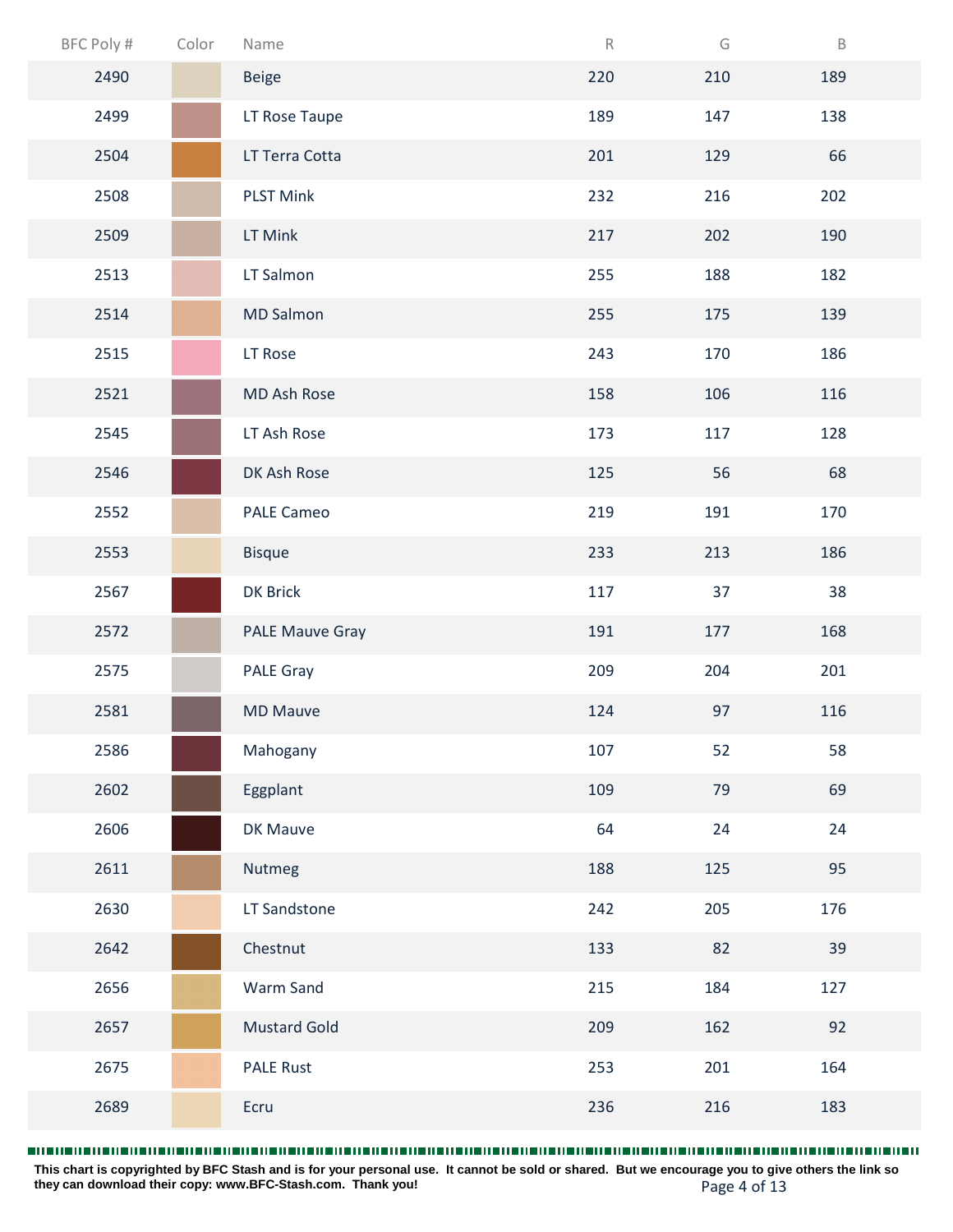| BFC Poly # | Color | Name | R | G | B |
|---|---|---|---|---|---|
| 2490 | | Beige | 220 | 210 | 189 |
| 2499 | | LT Rose Taupe | 189 | 147 | 138 |
| 2504 | | LT Terra Cotta | 201 | 129 | 66 |
| 2508 | | PLST Mink | 232 | 216 | 202 |
| 2509 | | LT Mink | 217 | 202 | 190 |
| 2513 | | LT Salmon | 255 | 188 | 182 |
| 2514 | | MD Salmon | 255 | 175 | 139 |
| 2515 | | LT Rose | 243 | 170 | 186 |
| 2521 | | MD Ash Rose | 158 | 106 | 116 |
| 2545 | | LT Ash Rose | 173 | 117 | 128 |
| 2546 | | DK Ash Rose | 125 | 56 | 68 |
| 2552 | | PALE Cameo | 219 | 191 | 170 |
| 2553 | | Bisque | 233 | 213 | 186 |
| 2567 | | DK Brick | 117 | 37 | 38 |
| 2572 | | PALE Mauve Gray | 191 | 177 | 168 |
| 2575 | | PALE Gray | 209 | 204 | 201 |
| 2581 | | MD Mauve | 124 | 97 | 116 |
| 2586 | | Mahogany | 107 | 52 | 58 |
| 2602 | | Eggplant | 109 | 79 | 69 |
| 2606 | | DK Mauve | 64 | 24 | 24 |
| 2611 | | Nutmeg | 188 | 125 | 95 |
| 2630 | | LT Sandstone | 242 | 205 | 176 |
| 2642 | | Chestnut | 133 | 82 | 39 |
| 2656 | | Warm Sand | 215 | 184 | 127 |
| 2657 | | Mustard Gold | 209 | 162 | 92 |
| 2675 | | PALE Rust | 253 | 201 | 164 |
| 2689 | | Ecru | 236 | 216 | 183 |

**This chart is copyrighted by BFC Stash and is for your personal use. It cannot be sold or shared. But we encourage you to give others the link so they can download their copy: www.BFC-Stash.com. Thank you!**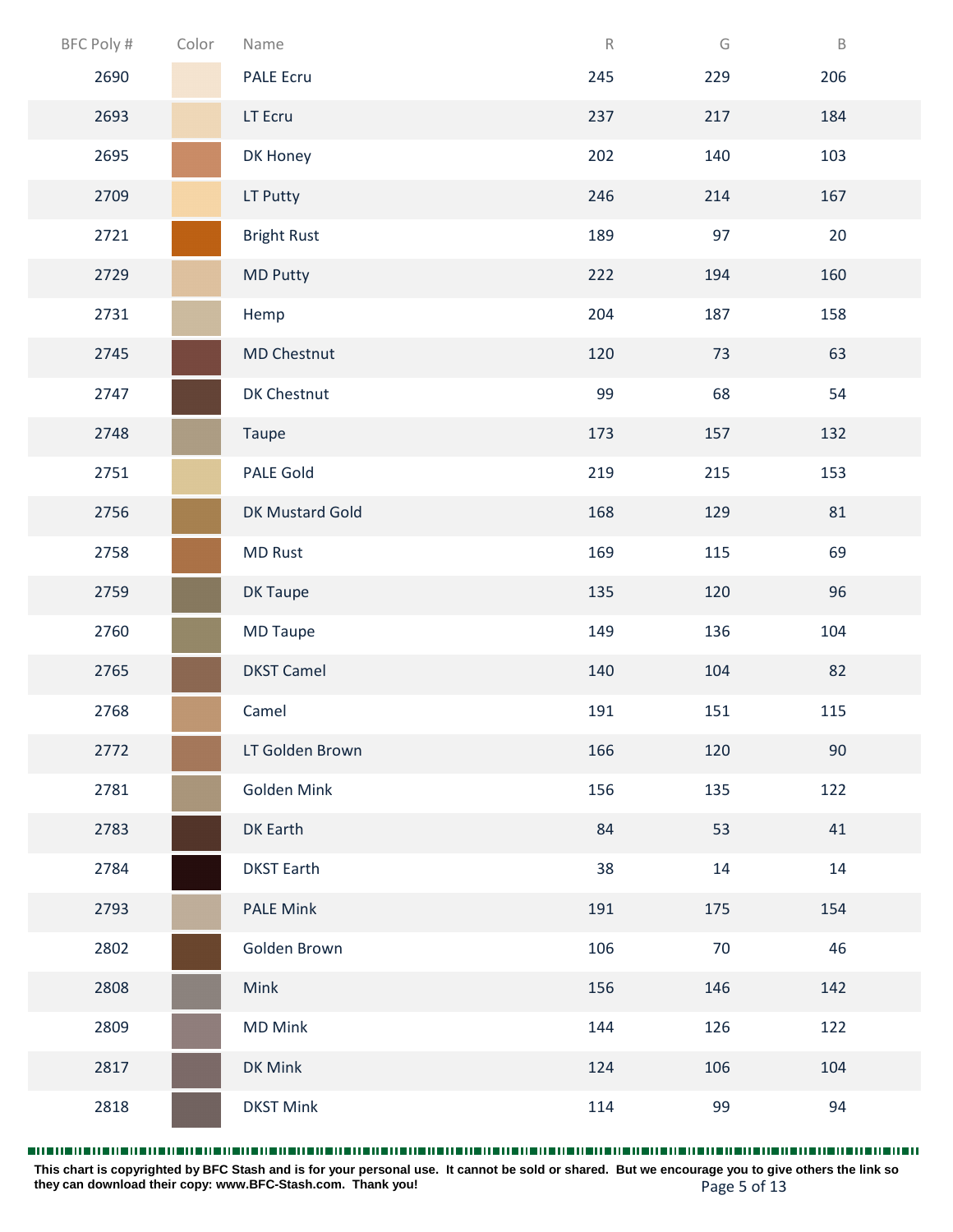| BFC Poly # | Color | Name | R | G | B |
|---|---|---|---|---|---|
| 2690 | | PALE Ecru | 245 | 229 | 206 |
| 2693 | | LT Ecru | 237 | 217 | 184 |
| 2695 | | DK Honey | 202 | 140 | 103 |
| 2709 | | LT Putty | 246 | 214 | 167 |
| 2721 | | Bright Rust | 189 | 97 | 20 |
| 2729 | | MD Putty | 222 | 194 | 160 |
| 2731 | | Hemp | 204 | 187 | 158 |
| 2745 | | MD Chestnut | 120 | 73 | 63 |
| 2747 | | DK Chestnut | 99 | 68 | 54 |
| 2748 | | Taupe | 173 | 157 | 132 |
| 2751 | | PALE Gold | 219 | 215 | 153 |
| 2756 | | DK Mustard Gold | 168 | 129 | 81 |
| 2758 | | MD Rust | 169 | 115 | 69 |
| 2759 | | DK Taupe | 135 | 120 | 96 |
| 2760 | | MD Taupe | 149 | 136 | 104 |
| 2765 | | DKST Camel | 140 | 104 | 82 |
| 2768 | | Camel | 191 | 151 | 115 |
| 2772 | | LT Golden Brown | 166 | 120 | 90 |
| 2781 | | Golden Mink | 156 | 135 | 122 |
| 2783 | | DK Earth | 84 | 53 | 41 |
| 2784 | | DKST Earth | 38 | 14 | 14 |
| 2793 | | PALE Mink | 191 | 175 | 154 |
| 2802 | | Golden Brown | 106 | 70 | 46 |
| 2808 | | Mink | 156 | 146 | 142 |
| 2809 | | MD Mink | 144 | 126 | 122 |
| 2817 | | DK Mink | 124 | 106 | 104 |
| 2818 | | DKST Mink | 114 | 99 | 94 |

**This chart is copyrighted by BFC Stash and is for your personal use. It cannot be sold or shared. But we encourage you to give others the link so they can download their copy: www.BFC-Stash.com. Thank you!**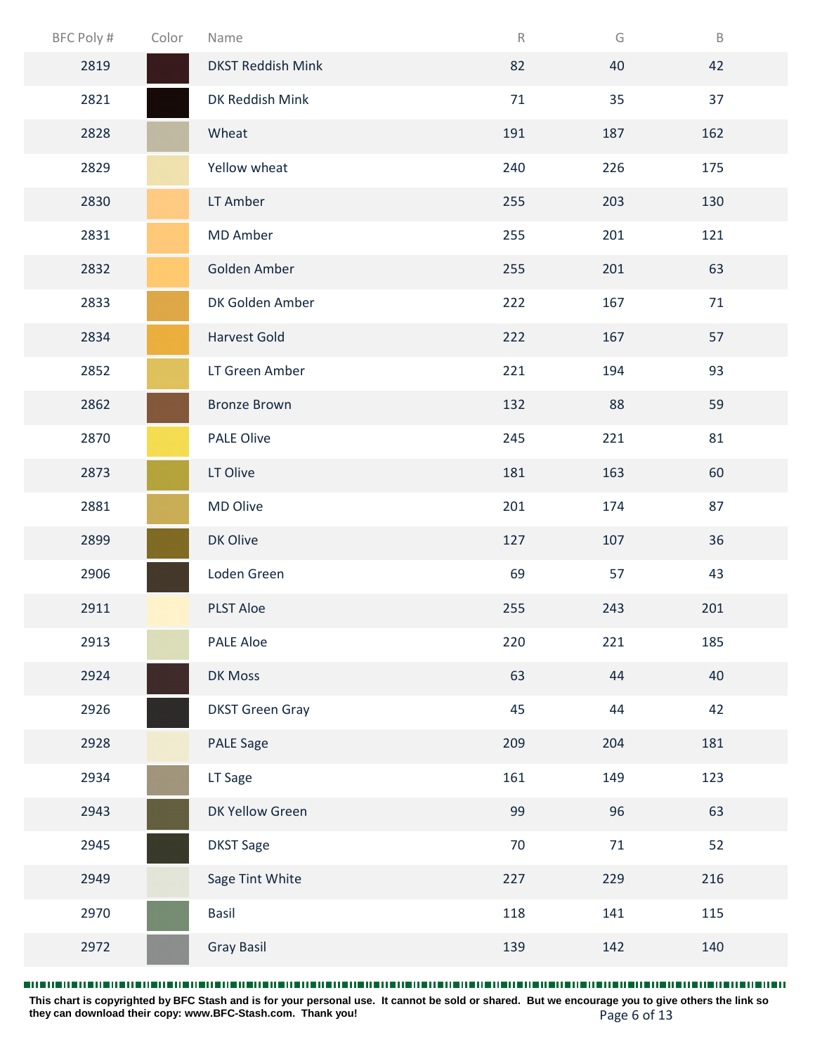| BFC Poly # | Color | Name | R | G | B |
|---|---|---|---|---|---|
| 2819 | | DKST Reddish Mink | 82 | 40 | 42 |
| 2821 | | DK Reddish Mink | 71 | 35 | 37 |
| 2828 | | Wheat | 191 | 187 | 162 |
| 2829 | | Yellow wheat | 240 | 226 | 175 |
| 2830 | | LT Amber | 255 | 203 | 130 |
| 2831 | | MD Amber | 255 | 201 | 121 |
| 2832 | | Golden Amber | 255 | 201 | 63 |
| 2833 | | DK Golden Amber | 222 | 167 | 71 |
| 2834 | | Harvest Gold | 222 | 167 | 57 |
| 2852 | | LT Green Amber | 221 | 194 | 93 |
| 2862 | | Bronze Brown | 132 | 88 | 59 |
| 2870 | | PALE Olive | 245 | 221 | 81 |
| 2873 | | LT Olive | 181 | 163 | 60 |
| 2881 | | MD Olive | 201 | 174 | 87 |
| 2899 | | DK Olive | 127 | 107 | 36 |
| 2906 | | Loden Green | 69 | 57 | 43 |
| 2911 | | PLST Aloe | 255 | 243 | 201 |
| 2913 | | PALE Aloe | 220 | 221 | 185 |
| 2924 | | DK Moss | 63 | 44 | 40 |
| 2926 | | DKST Green Gray | 45 | 44 | 42 |
| 2928 | | PALE Sage | 209 | 204 | 181 |
| 2934 | | LT Sage | 161 | 149 | 123 |
| 2943 | | DK Yellow Green | 99 | 96 | 63 |
| 2945 | | DKST Sage | 70 | 71 | 52 |
| 2949 | | Sage Tint White | 227 | 229 | 216 |
| 2970 | | Basil | 118 | 141 | 115 |
| 2972 | | Gray Basil | 139 | 142 | 140 |

**This chart is copyrighted by BFC Stash and is for your personal use. It cannot be sold or shared. But we encourage you to give others the link so they can download their copy: www.BFC-Stash.com. Thank you!**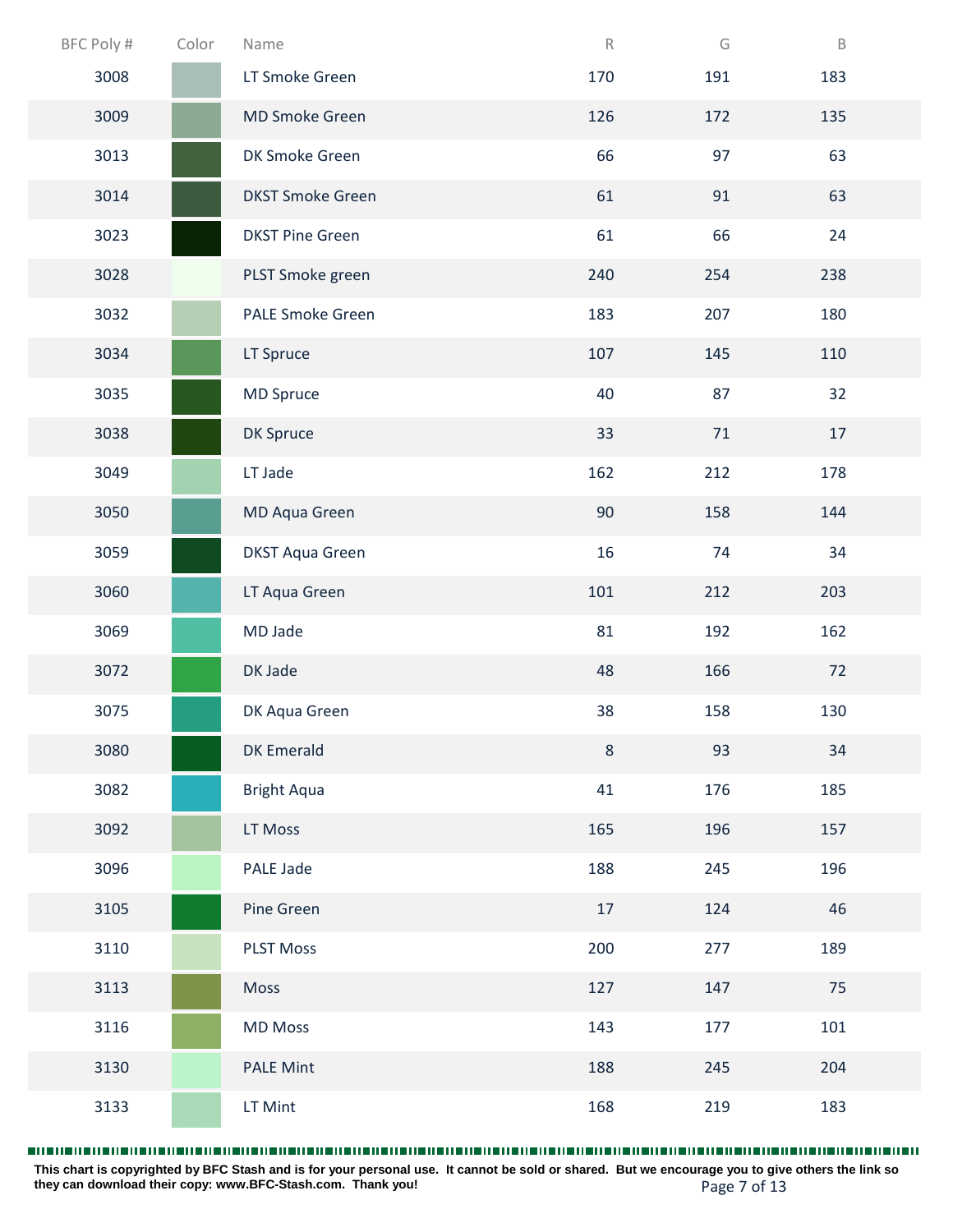| BFC Poly # | Color | Name | R | G | B |
|---|---|---|---|---|---|
| 3008 | | LT Smoke Green | 170 | 191 | 183 |
| 3009 | | MD Smoke Green | 126 | 172 | 135 |
| 3013 | | DK Smoke Green | 66 | 97 | 63 |
| 3014 | | DKST Smoke Green | 61 | 91 | 63 |
| 3023 | | DKST Pine Green | 61 | 66 | 24 |
| 3028 | | PLST Smoke green | 240 | 254 | 238 |
| 3032 | | PALE Smoke Green | 183 | 207 | 180 |
| 3034 | | LT Spruce | 107 | 145 | 110 |
| 3035 | | MD Spruce | 40 | 87 | 32 |
| 3038 | | DK Spruce | 33 | 71 | 17 |
| 3049 | | LT Jade | 162 | 212 | 178 |
| 3050 | | MD Aqua Green | 90 | 158 | 144 |
| 3059 | | DKST Aqua Green | 16 | 74 | 34 |
| 3060 | | LT Aqua Green | 101 | 212 | 203 |
| 3069 | | MD Jade | 81 | 192 | 162 |
| 3072 | | DK Jade | 48 | 166 | 72 |
| 3075 | | DK Aqua Green | 38 | 158 | 130 |
| 3080 | | DK Emerald | 8 | 93 | 34 |
| 3082 | | Bright Aqua | 41 | 176 | 185 |
| 3092 | | LT Moss | 165 | 196 | 157 |
| 3096 | | PALE Jade | 188 | 245 | 196 |
| 3105 | | Pine Green | 17 | 124 | 46 |
| 3110 | | PLST Moss | 200 | 277 | 189 |
| 3113 | | Moss | 127 | 147 | 75 |
| 3116 | | MD Moss | 143 | 177 | 101 |
| 3130 | | PALE Mint | 188 | 245 | 204 |
| 3133 | | LT Mint | 168 | 219 | 183 |

**This chart is copyrighted by BFC Stash and is for your personal use. It cannot be sold or shared. But we encourage you to give others the link so they can download their copy: www.BFC-Stash.com. Thank you!**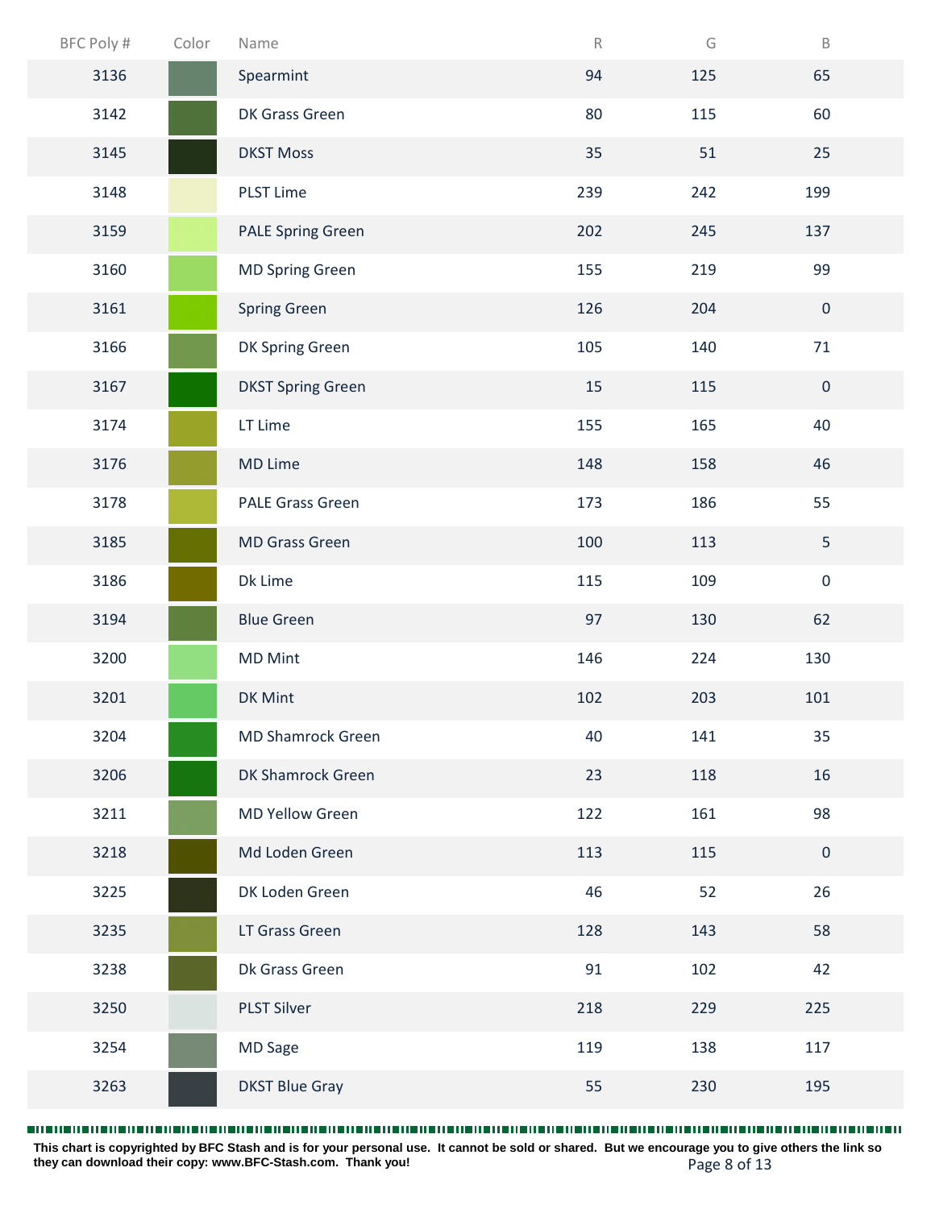| BFC Poly # | Color | Name | R | G | B |
|---|---|---|---|---|---|
| 3136 | | Spearmint | 94 | 125 | 65 |
| 3142 | | DK Grass Green | 80 | 115 | 60 |
| 3145 | | DKST Moss | 35 | 51 | 25 |
| 3148 | | PLST Lime | 239 | 242 | 199 |
| 3159 | | PALE Spring Green | 202 | 245 | 137 |
| 3160 | | MD Spring Green | 155 | 219 | 99 |
| 3161 | | Spring Green | 126 | 204 | 0 |
| 3166 | | DK Spring Green | 105 | 140 | 71 |
| 3167 | | DKST Spring Green | 15 | 115 | 0 |
| 3174 | | LT Lime | 155 | 165 | 40 |
| 3176 | | MD Lime | 148 | 158 | 46 |
| 3178 | | PALE Grass Green | 173 | 186 | 55 |
| 3185 | | MD Grass Green | 100 | 113 | 5 |
| 3186 | | Dk Lime | 115 | 109 | 0 |
| 3194 | | Blue Green | 97 | 130 | 62 |
| 3200 | | MD Mint | 146 | 224 | 130 |
| 3201 | | DK Mint | 102 | 203 | 101 |
| 3204 | | MD Shamrock Green | 40 | 141 | 35 |
| 3206 | | DK Shamrock Green | 23 | 118 | 16 |
| 3211 | | MD Yellow Green | 122 | 161 | 98 |
| 3218 | | Md Loden Green | 113 | 115 | 0 |
| 3225 | | DK Loden Green | 46 | 52 | 26 |
| 3235 | | LT Grass Green | 128 | 143 | 58 |
| 3238 | | Dk Grass Green | 91 | 102 | 42 |
| 3250 | | PLST Silver | 218 | 229 | 225 |
| 3254 | | MD Sage | 119 | 138 | 117 |
| 3263 | | DKST Blue Gray | 55 | 230 | 195 |

**This chart is copyrighted by BFC Stash and is for your personal use. It cannot be sold or shared. But we encourage you to give others the link so they can download their copy: www.BFC-Stash.com. Thank you!**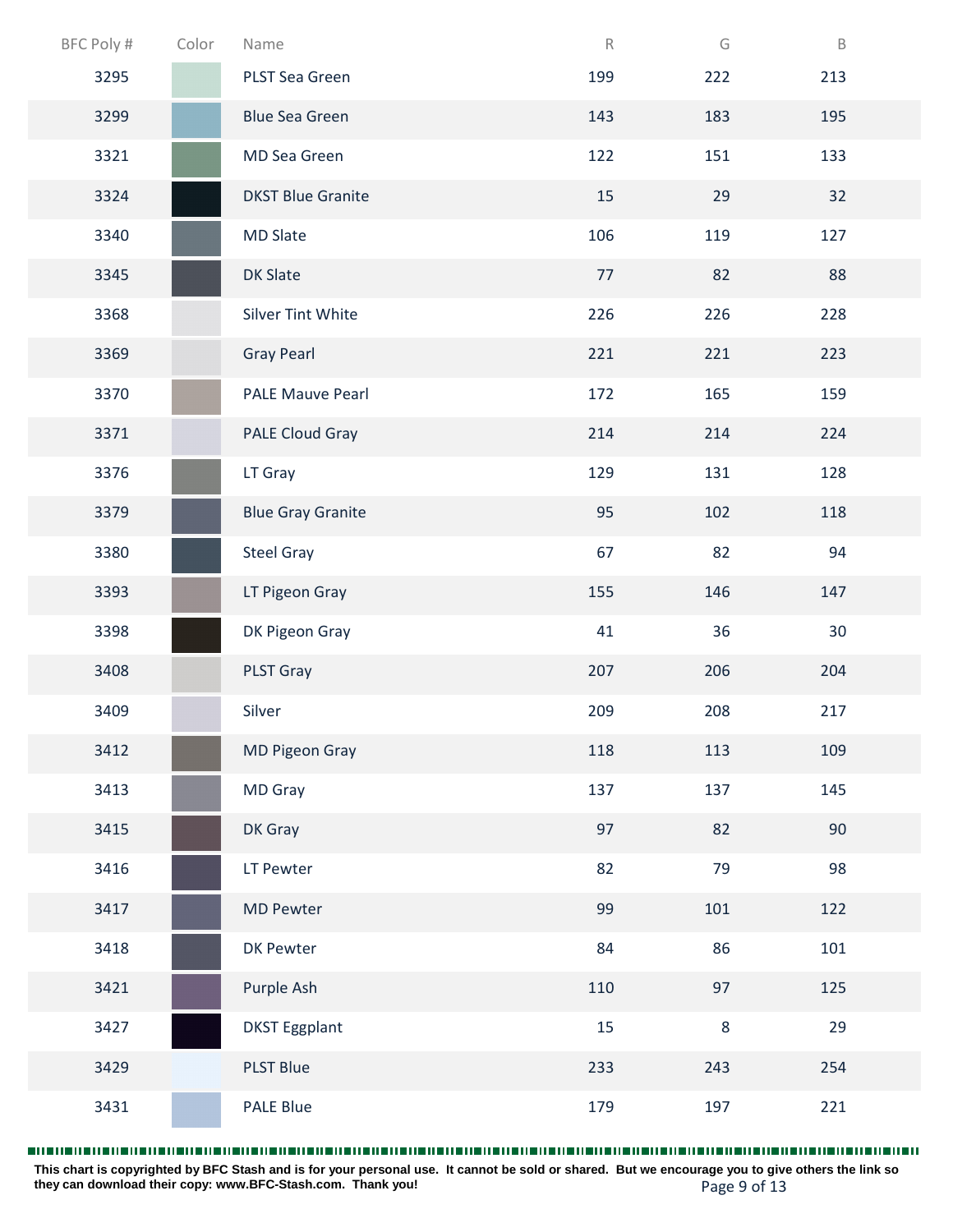| BFC Poly # | Color | Name | R | G | B |
|---|---|---|---|---|---|
| 3295 | | PLST Sea Green | 199 | 222 | 213 |
| 3299 | | Blue Sea Green | 143 | 183 | 195 |
| 3321 | | MD Sea Green | 122 | 151 | 133 |
| 3324 | | DKST Blue Granite | 15 | 29 | 32 |
| 3340 | | MD Slate | 106 | 119 | 127 |
| 3345 | | DK Slate | 77 | 82 | 88 |
| 3368 | | Silver Tint White | 226 | 226 | 228 |
| 3369 | | Gray Pearl | 221 | 221 | 223 |
| 3370 | | PALE Mauve Pearl | 172 | 165 | 159 |
| 3371 | | PALE Cloud Gray | 214 | 214 | 224 |
| 3376 | | LT Gray | 129 | 131 | 128 |
| 3379 | | Blue Gray Granite | 95 | 102 | 118 |
| 3380 | | Steel Gray | 67 | 82 | 94 |
| 3393 | | LT Pigeon Gray | 155 | 146 | 147 |
| 3398 | | DK Pigeon Gray | 41 | 36 | 30 |
| 3408 | | PLST Gray | 207 | 206 | 204 |
| 3409 | | Silver | 209 | 208 | 217 |
| 3412 | | MD Pigeon Gray | 118 | 113 | 109 |
| 3413 | | MD Gray | 137 | 137 | 145 |
| 3415 | | DK Gray | 97 | 82 | 90 |
| 3416 | | LT Pewter | 82 | 79 | 98 |
| 3417 | | MD Pewter | 99 | 101 | 122 |
| 3418 | | DK Pewter | 84 | 86 | 101 |
| 3421 | | Purple Ash | 110 | 97 | 125 |
| 3427 | | DKST Eggplant | 15 | 8 | 29 |
| 3429 | | PLST Blue | 233 | 243 | 254 |
| 3431 | | PALE Blue | 179 | 197 | 221 |

**This chart is copyrighted by BFC Stash and is for your personal use. It cannot be sold or shared. But we encourage you to give others the link so they can download their copy: www.BFC-Stash.com. Thank you!**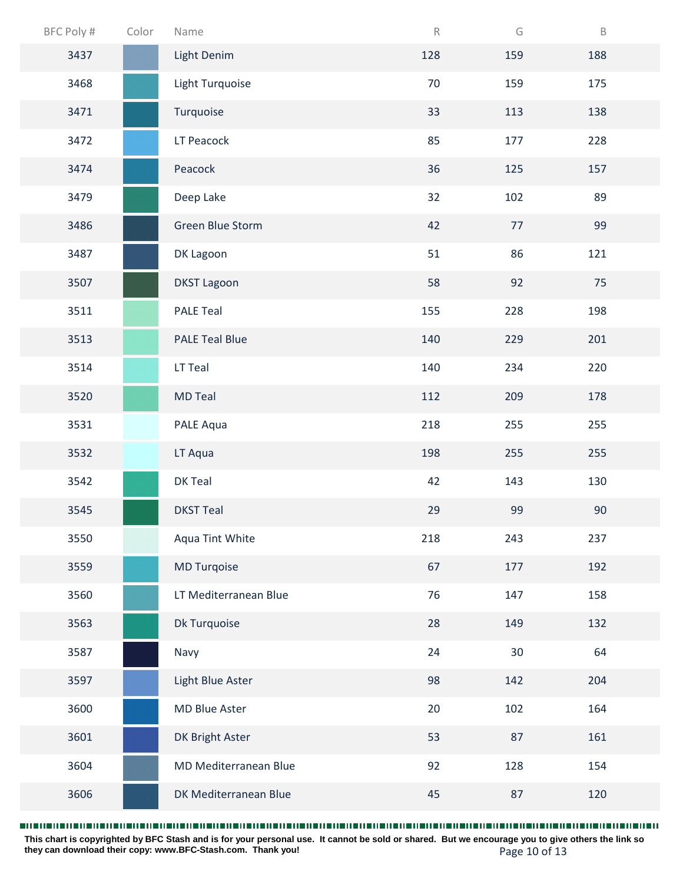| BFC Poly # | Color | Name | R | G | B |
|---|---|---|---|---|---|
| 3437 | | Light Denim | 128 | 159 | 188 |
| 3468 | | Light Turquoise | 70 | 159 | 175 |
| 3471 | | Turquoise | 33 | 113 | 138 |
| 3472 | | LT Peacock | 85 | 177 | 228 |
| 3474 | | Peacock | 36 | 125 | 157 |
| 3479 | | Deep Lake | 32 | 102 | 89 |
| 3486 | | Green Blue Storm | 42 | 77 | 99 |
| 3487 | | DK Lagoon | 51 | 86 | 121 |
| 3507 | | DKST Lagoon | 58 | 92 | 75 |
| 3511 | | PALE Teal | 155 | 228 | 198 |
| 3513 | | PALE Teal Blue | 140 | 229 | 201 |
| 3514 | | LT Teal | 140 | 234 | 220 |
| 3520 | | MD Teal | 112 | 209 | 178 |
| 3531 | | PALE Aqua | 218 | 255 | 255 |
| 3532 | | LT Aqua | 198 | 255 | 255 |
| 3542 | | DK Teal | 42 | 143 | 130 |
| 3545 | | DKST Teal | 29 | 99 | 90 |
| 3550 | | Aqua Tint White | 218 | 243 | 237 |
| 3559 | | MD Turqoise | 67 | 177 | 192 |
| 3560 | | LT Mediterranean Blue | 76 | 147 | 158 |
| 3563 | | Dk Turquoise | 28 | 149 | 132 |
| 3587 | | Navy | 24 | 30 | 64 |
| 3597 | | Light Blue Aster | 98 | 142 | 204 |
| 3600 | | MD Blue Aster | 20 | 102 | 164 |
| 3601 | | DK Bright Aster | 53 | 87 | 161 |
| 3604 | | MD Mediterranean Blue | 92 | 128 | 154 |
| 3606 | | DK Mediterranean Blue | 45 | 87 | 120 |

**This chart is copyrighted by BFC Stash and is for your personal use. It cannot be sold or shared. But we encourage you to give others the link so they can download their copy: www.BFC-Stash.com. Thank you!**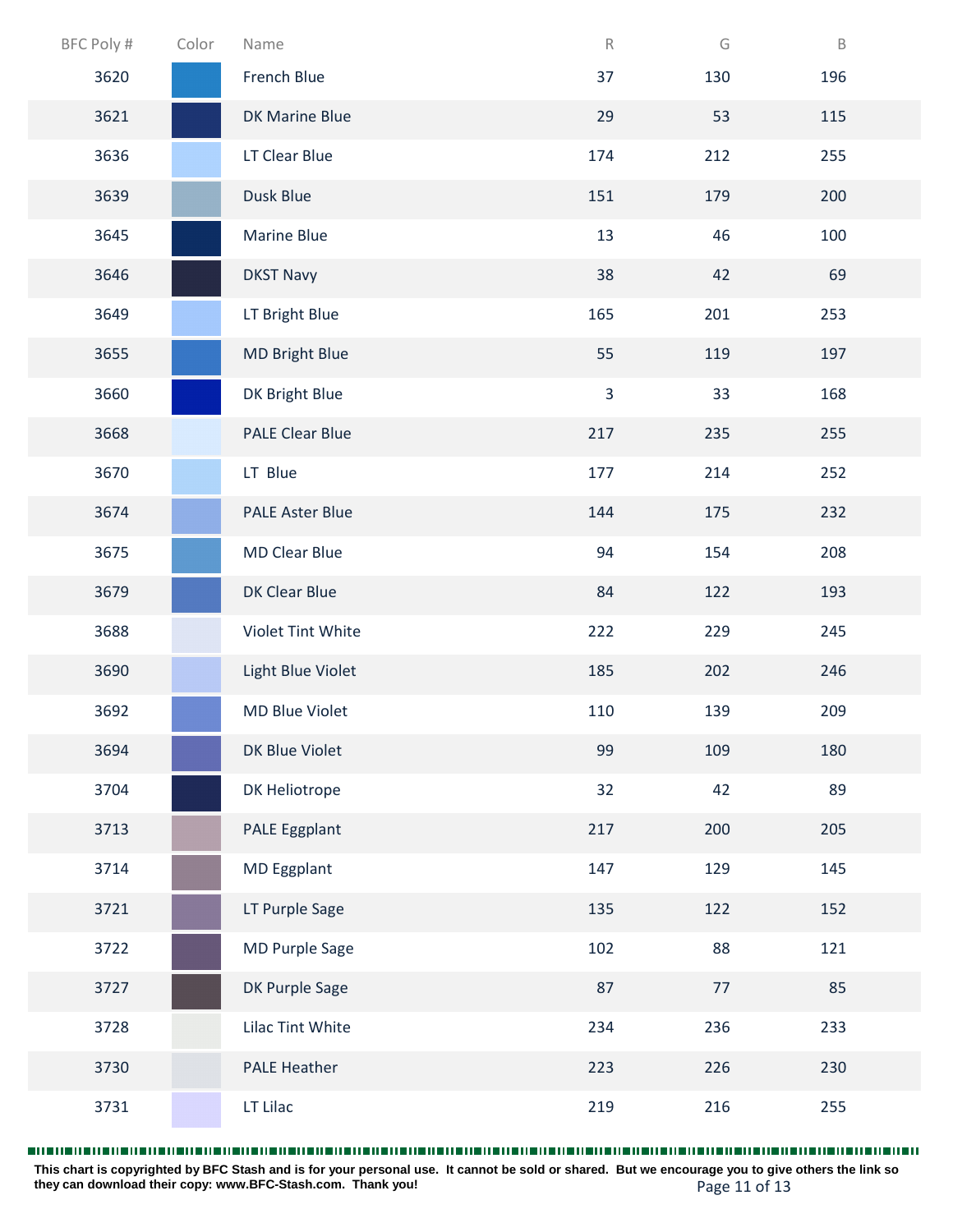| BFC Poly # | Color | Name | R | G | B |
|---|---|---|---|---|---|
| 3620 | | French Blue | 37 | 130 | 196 |
| 3621 | | DK Marine Blue | 29 | 53 | 115 |
| 3636 | | LT Clear Blue | 174 | 212 | 255 |
| 3639 | | Dusk Blue | 151 | 179 | 200 |
| 3645 | | Marine Blue | 13 | 46 | 100 |
| 3646 | | DKST Navy | 38 | 42 | 69 |
| 3649 | | LT Bright Blue | 165 | 201 | 253 |
| 3655 | | MD Bright Blue | 55 | 119 | 197 |
| 3660 | | DK Bright Blue | 3 | 33 | 168 |
| 3668 | | PALE Clear Blue | 217 | 235 | 255 |
| 3670 | | LT Blue | 177 | 214 | 252 |
| 3674 | | PALE Aster Blue | 144 | 175 | 232 |
| 3675 | | MD Clear Blue | 94 | 154 | 208 |
| 3679 | | DK Clear Blue | 84 | 122 | 193 |
| 3688 | | Violet Tint White | 222 | 229 | 245 |
| 3690 | | Light Blue Violet | 185 | 202 | 246 |
| 3692 | | MD Blue Violet | 110 | 139 | 209 |
| 3694 | | DK Blue Violet | 99 | 109 | 180 |
| 3704 | | DK Heliotrope | 32 | 42 | 89 |
| 3713 | | PALE Eggplant | 217 | 200 | 205 |
| 3714 | | MD Eggplant | 147 | 129 | 145 |
| 3721 | | LT Purple Sage | 135 | 122 | 152 |
| 3722 | | MD Purple Sage | 102 | 88 | 121 |
| 3727 | | DK Purple Sage | 87 | 77 | 85 |
| 3728 | | Lilac Tint White | 234 | 236 | 233 |
| 3730 | | PALE Heather | 223 | 226 | 230 |
| 3731 | | LT Lilac | 219 | 216 | 255 |

**This chart is copyrighted by BFC Stash and is for your personal use. It cannot be sold or shared. But we encourage you to give others the link so they can download their copy: www.BFC-Stash.com. Thank you!**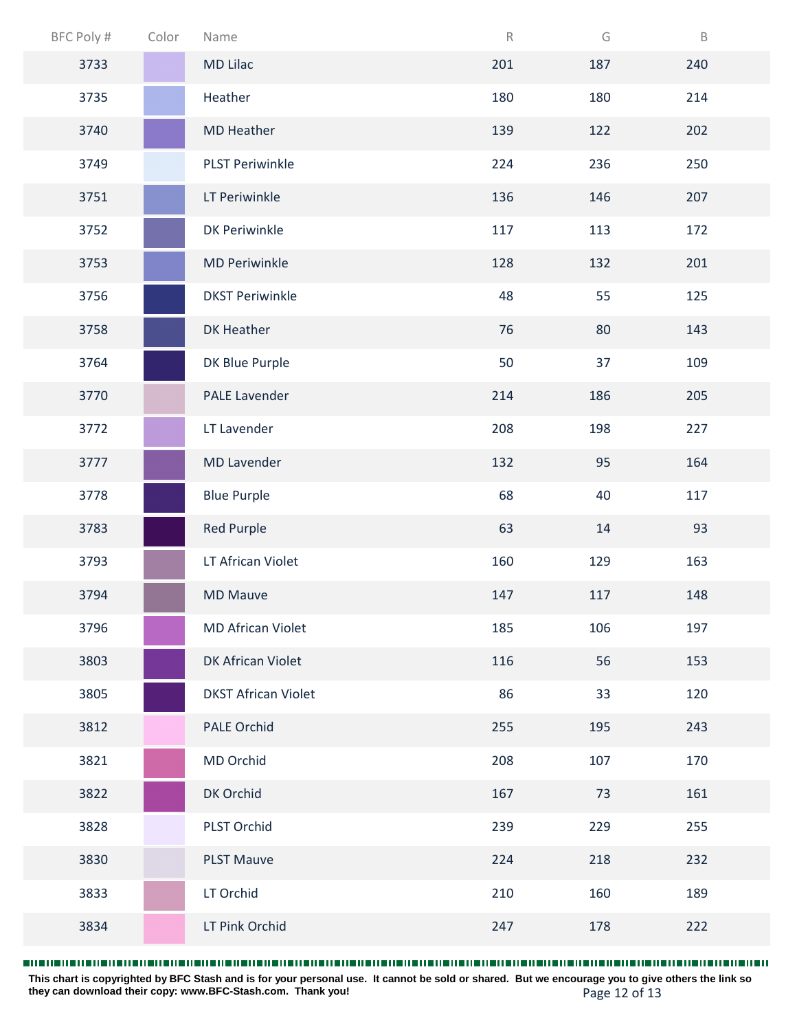| BFC Poly # | Color | Name | R | G | B |
|---|---|---|---|---|---|
| 3733 | | MD Lilac | 201 | 187 | 240 |
| 3735 | | Heather | 180 | 180 | 214 |
| 3740 | | MD Heather | 139 | 122 | 202 |
| 3749 | | PLST Periwinkle | 224 | 236 | 250 |
| 3751 | | LT Periwinkle | 136 | 146 | 207 |
| 3752 | | DK Periwinkle | 117 | 113 | 172 |
| 3753 | | MD Periwinkle | 128 | 132 | 201 |
| 3756 | | DKST Periwinkle | 48 | 55 | 125 |
| 3758 | | DK Heather | 76 | 80 | 143 |
| 3764 | | DK Blue Purple | 50 | 37 | 109 |
| 3770 | | PALE Lavender | 214 | 186 | 205 |
| 3772 | | LT Lavender | 208 | 198 | 227 |
| 3777 | | MD Lavender | 132 | 95 | 164 |
| 3778 | | Blue Purple | 68 | 40 | 117 |
| 3783 | | Red Purple | 63 | 14 | 93 |
| 3793 | | LT African Violet | 160 | 129 | 163 |
| 3794 | | MD Mauve | 147 | 117 | 148 |
| 3796 | | MD African Violet | 185 | 106 | 197 |
| 3803 | | DK African Violet | 116 | 56 | 153 |
| 3805 | | DKST African Violet | 86 | 33 | 120 |
| 3812 | | PALE Orchid | 255 | 195 | 243 |
| 3821 | | MD Orchid | 208 | 107 | 170 |
| 3822 | | DK Orchid | 167 | 73 | 161 |
| 3828 | | PLST Orchid | 239 | 229 | 255 |
| 3830 | | PLST Mauve | 224 | 218 | 232 |
| 3833 | | LT Orchid | 210 | 160 | 189 |
| 3834 | | LT Pink Orchid | 247 | 178 | 222 |

**This chart is copyrighted by BFC Stash and is for your personal use. It cannot be sold or shared. But we encourage you to give others the link so they can download their copy: www.BFC-Stash.com. Thank you!**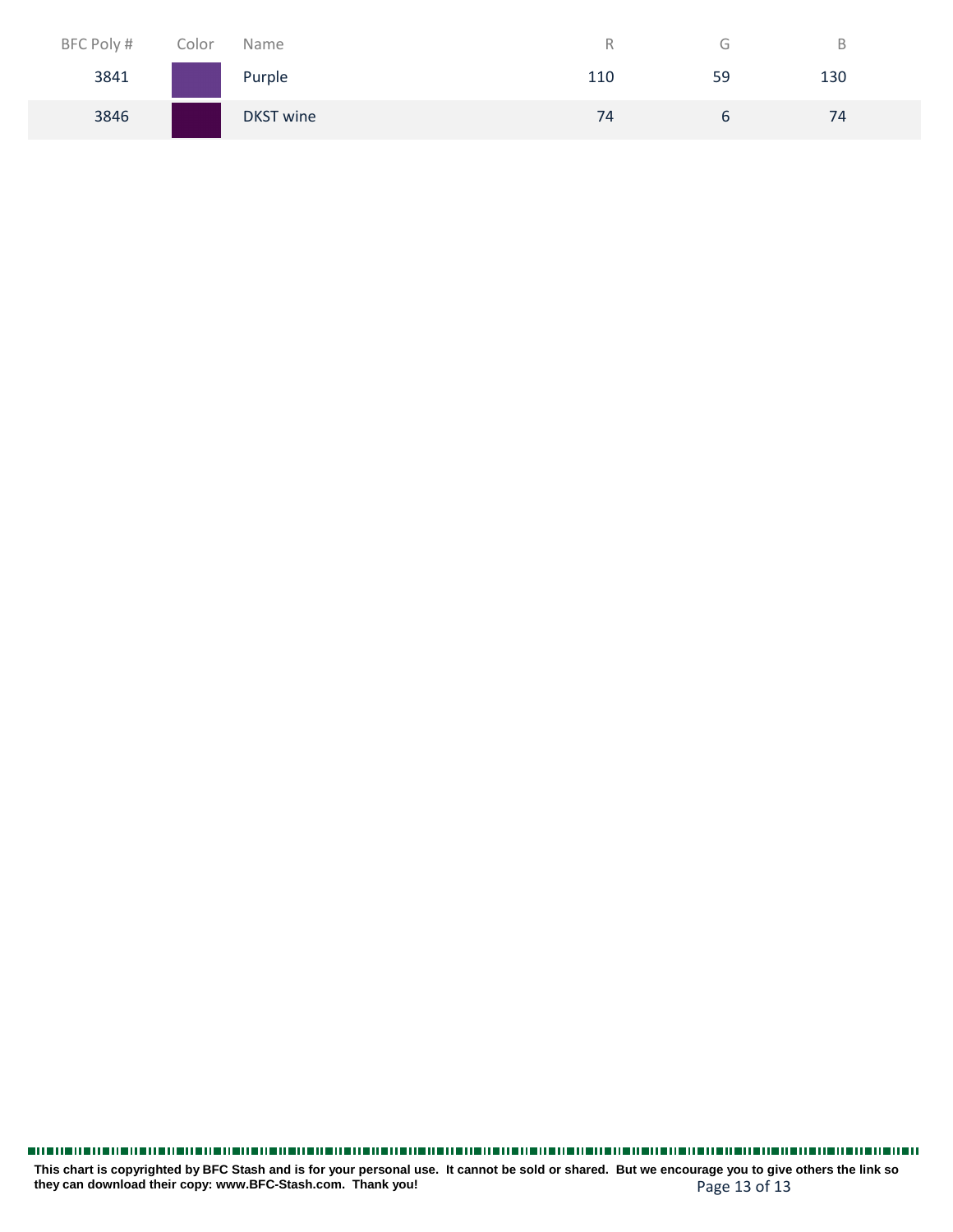| BFC Poly # | Color | Name | R | G | B |
|---|---|---|---|---|---|
| 3841 | | Purple | 110 | 59 | 130 |
| 3846 | | DKST wine | 74 | 6 | 74 |

**This chart is copyrighted by BFC Stash and is for your personal use. It cannot be sold or shared. But we encourage you to give others the link so they can download their copy: www.BFC-Stash.com. Thank you!**